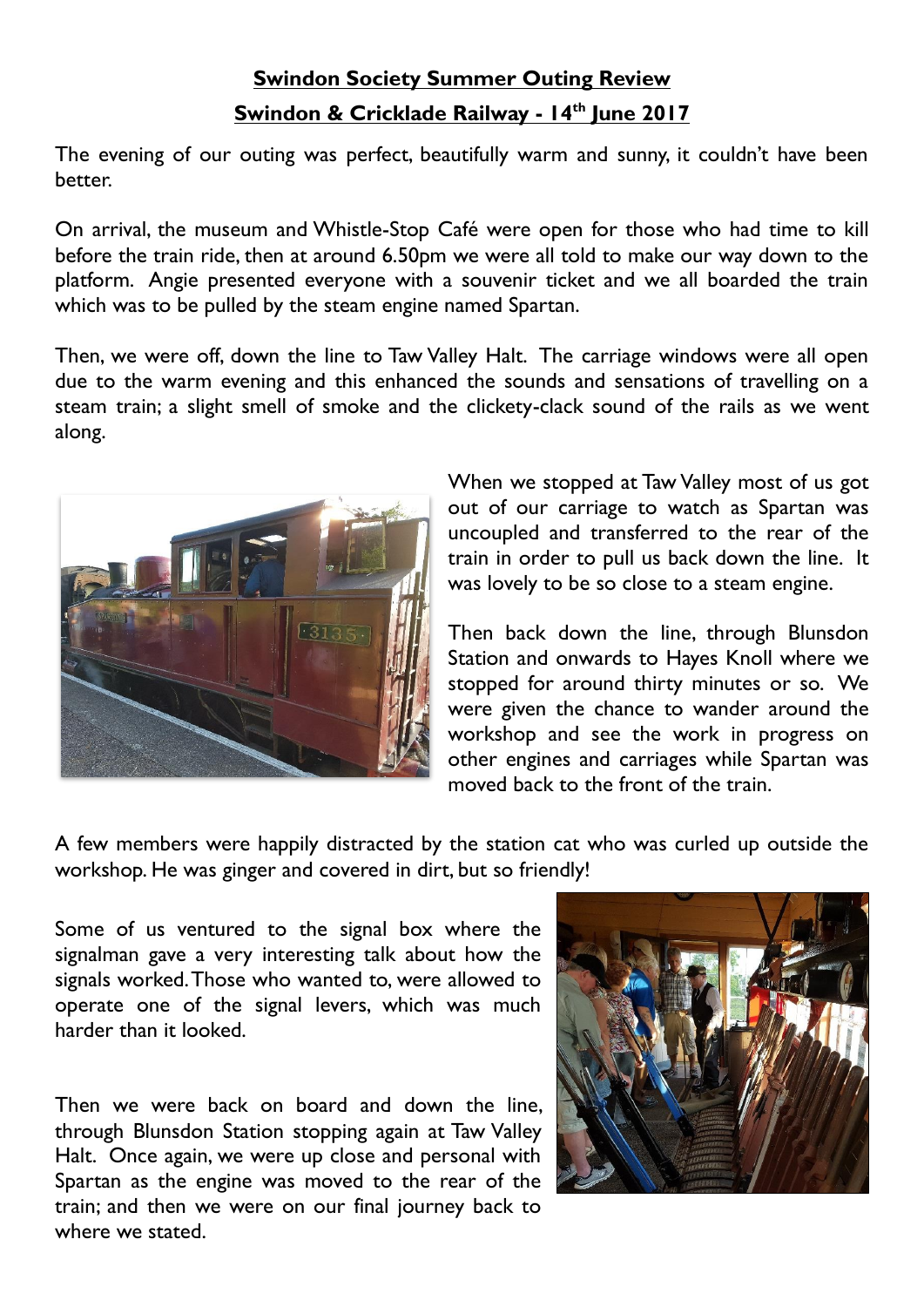**Swindon Society Summer Outing Review**

**Swindon & Cricklade Railway - 14th June 2017**

The evening of our outing was perfect, beautifully warm and sunny, it couldn't have been better.

On arrival, the museum and Whistle-Stop Café were open for those who had time to kill before the train ride, then at around 6.50pm we were all told to make our way down to the platform. Angie presented everyone with a souvenir ticket and we all boarded the train which was to be pulled by the steam engine named Spartan.

Then, we were off, down the line to Taw Valley Halt. The carriage windows were all open due to the warm evening and this enhanced the sounds and sensations of travelling on a steam train; a slight smell of smoke and the clickety-clack sound of the rails as we went along.

When we stopped at Taw Valley most of us got out of our carriage to watch as Spartan was uncoupled and transferred to the rear of the train in order to pull us back down the line. It was lovely to be so close to a steam engine.

Then back down the line, through Blunsdon Station and onwards to Hayes Knoll where we stopped for around thirty minutes or so. We were given the chance to wander around the workshop and see the work in progress on other engines and carriages while Spartan was moved back to the front of the train.

A few members were happily distracted by the station cat who was curled up outside the workshop. He was ginger and covered in dirt, but so friendly!

Some of us ventured to the signal box where the signalman gave a very interesting talk about how the signals worked. Those who wanted to, were allowed to operate one of the signal levers, which was much harder than it looked.

Then we were back on board and down the line, through Blunsdon Station stopping again at Taw Valley Halt. Once again, we were up close and personal with Spartan as the engine was moved to the rear of the train; and then we were on our final journey back to where we stated.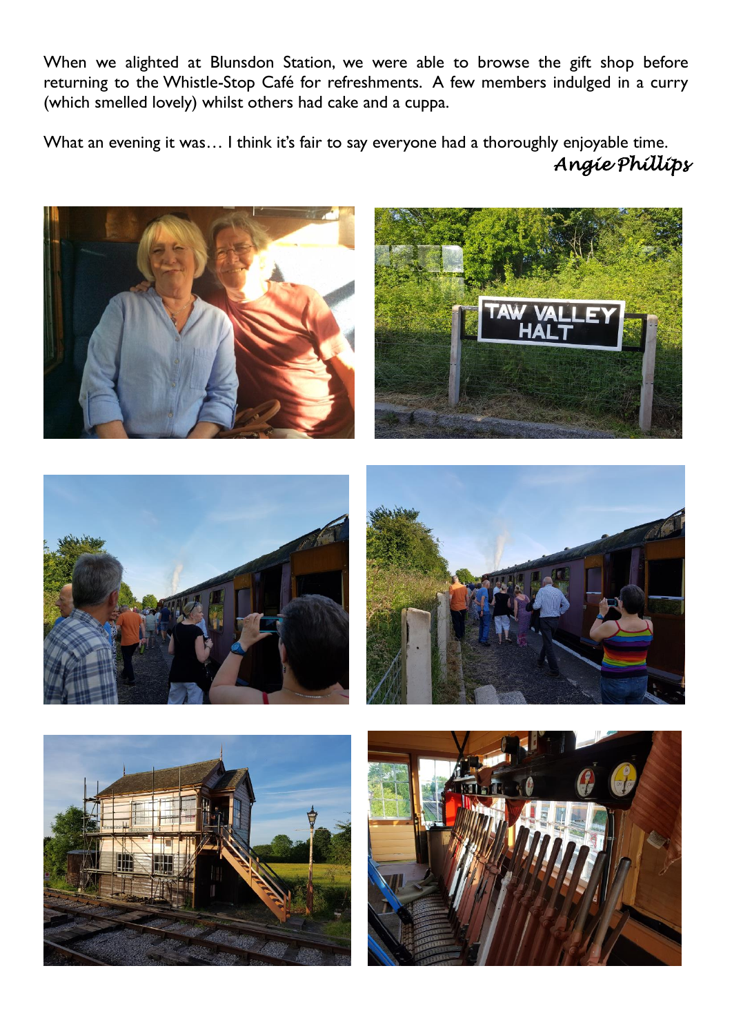When we alighted at Blunsdon Station, we were able to browse the gift shop before returning to the Whistle-Stop Café for refreshments. A few members indulged in a curry (which smelled lovely) whilst others had cake and a cuppa.

What an evening it was… I think it's fair to say everyone had a thoroughly enjoyable time.

*Angie Phillips*